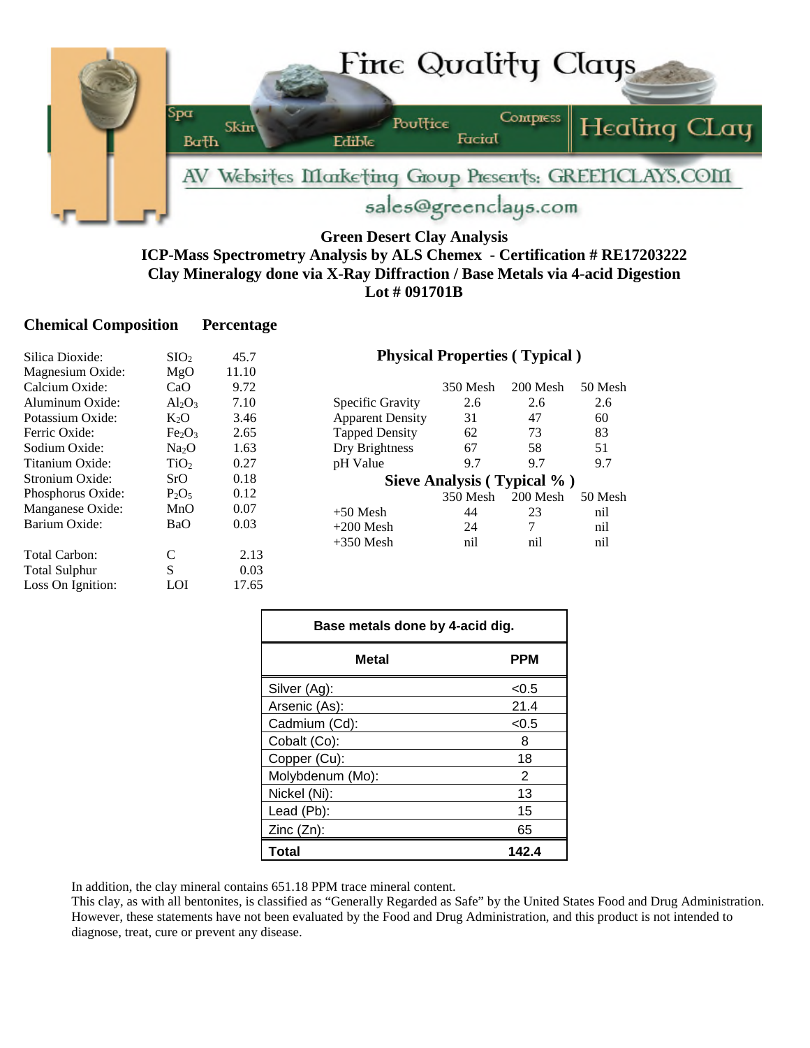Fine Quality Clays

Spa · Skin · Bath · Edible · Poultice · Facial · Compress

Healing Clay

AV Websites Marketing Group Presents: GREENCLAYS.COM

sales@greenclays.com

# Green Desert Clay Analysis

## ICP-Mass Spectrometry Analysis by ALS Chemex - Certification # RE17203222
## Clay Mineralogy done via X-Ray Diffraction / Base Metals via 4-acid Digestion
## Lot # 091701B

### Chemical Composition — Percentage

| Compound | Formula | Percentage |
|---|---|---|
| Silica Dioxide: | $SIO_2$ | 45.7 |
| Magnesium Oxide: | $MgO$ | 11.10 |
| Calcium Oxide: | $CaO$ | 9.72 |
| Aluminum Oxide: | $Al_2O_3$ | 7.10 |
| Potassium Oxide: | $K_2O$ | 3.46 |
| Ferric Oxide: | $Fe_2O_3$ | 2.65 |
| Sodium Oxide: | $Na_2O$ | 1.63 |
| Titanium Oxide: | $TiO_2$ | 0.27 |
| Stronium Oxide: | $SrO$ | 0.18 |
| Phosphorus Oxide: | $P_2O_5$ | 0.12 |
| Manganese Oxide: | $MnO$ | 0.07 |
| Barium Oxide: | $BaO$ | 0.03 |
| Total Carbon: | C | 2.13 |
| Total Sulphur | S | 0.03 |
| Loss On Ignition: | LOI | 17.65 |

### Physical Properties ( Typical )

| | 350 Mesh | 200 Mesh | 50 Mesh |
|---|---|---|---|
| Specific Gravity | 2.6 | 2.6 | 2.6 |
| Apparent Density | 31 | 47 | 60 |
| Tapped Density | 62 | 73 | 83 |
| Dry Brightness | 67 | 58 | 51 |
| pH Value | 9.7 | 9.7 | 9.7 |

### Sieve Analysis ( Typical % )

| | 350 Mesh | 200 Mesh | 50 Mesh |
|---|---|---|---|
| +50 Mesh | 44 | 23 | nil |
| +200 Mesh | 24 | 7 | nil |
| +350 Mesh | nil | nil | nil |

### Base metals done by 4-acid dig.

| Metal | PPM |
|---|---|
| Silver (Ag): | <0.5 |
| Arsenic (As): | 21.4 |
| Cadmium (Cd): | <0.5 |
| Cobalt (Co): | 8 |
| Copper (Cu): | 18 |
| Molybdenum (Mo): | 2 |
| Nickel (Ni): | 13 |
| Lead (Pb): | 15 |
| Zinc (Zn): | 65 |
| **Total** | **142.4** |

In addition, the clay mineral contains 651.18 PPM trace mineral content.
This clay, as with all bentonites, is classified as "Generally Regarded as Safe" by the United States Food and Drug Administration. However, these statements have not been evaluated by the Food and Drug Administration, and this product is not intended to diagnose, treat, cure or prevent any disease.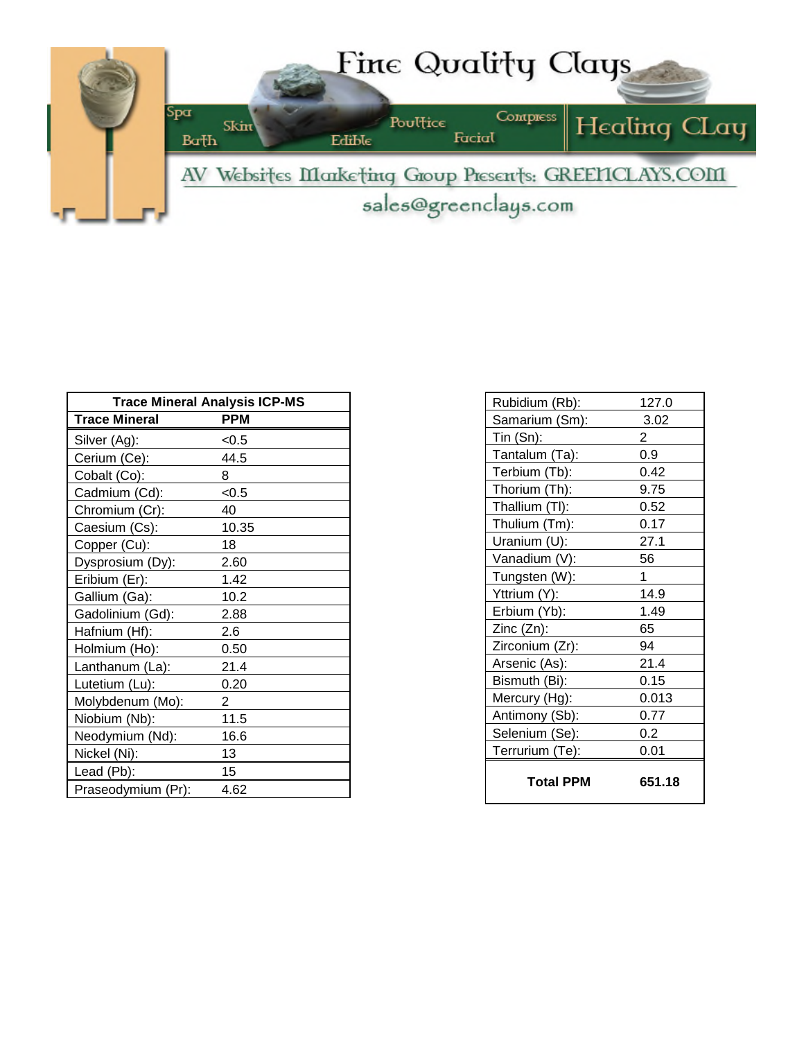Fine Quality Clays

Spa Skin Bath Edible Poultice Facial Compress

Healing Clay

AV Websites Marketing Group Presents: GREENCLAYS.COM

sales@greenclays.com

| Trace Mineral Analysis ICP-MS | |
|---|---|
| **Trace Mineral** | **PPM** |
| Silver (Ag): | <0.5 |
| Cerium (Ce): | 44.5 |
| Cobalt (Co): | 8 |
| Cadmium (Cd): | <0.5 |
| Chromium (Cr): | 40 |
| Caesium (Cs): | 10.35 |
| Copper (Cu): | 18 |
| Dysprosium (Dy): | 2.60 |
| Eribium (Er): | 1.42 |
| Gallium (Ga): | 10.2 |
| Gadolinium (Gd): | 2.88 |
| Hafnium (Hf): | 2.6 |
| Holmium (Ho): | 0.50 |
| Lanthanum (La): | 21.4 |
| Lutetium (Lu): | 0.20 |
| Molybdenum (Mo): | 2 |
| Niobium (Nb): | 11.5 |
| Neodymium (Nd): | 16.6 |
| Nickel (Ni): | 13 |
| Lead (Pb): | 15 |
| Praseodymium (Pr): | 4.62 |
| Rubidium (Rb): | 127.0 |
| Samarium (Sm): | 3.02 |
| Tin (Sn): | 2 |
| Tantalum (Ta): | 0.9 |
| Terbium (Tb): | 0.42 |
| Thorium (Th): | 9.75 |
| Thallium (Tl): | 0.52 |
| Thulium (Tm): | 0.17 |
| Uranium (U): | 27.1 |
| Vanadium (V): | 56 |
| Tungsten (W): | 1 |
| Yttrium (Y): | 14.9 |
| Erbium (Yb): | 1.49 |
| Zinc (Zn): | 65 |
| Zirconium (Zr): | 94 |
| Arsenic (As): | 21.4 |
| Bismuth (Bi): | 0.15 |
| Mercury (Hg): | 0.013 |
| Antimony (Sb): | 0.77 |
| Selenium (Se): | 0.2 |
| Terrurium (Te): | 0.01 |
| **Total PPM** | **651.18** |